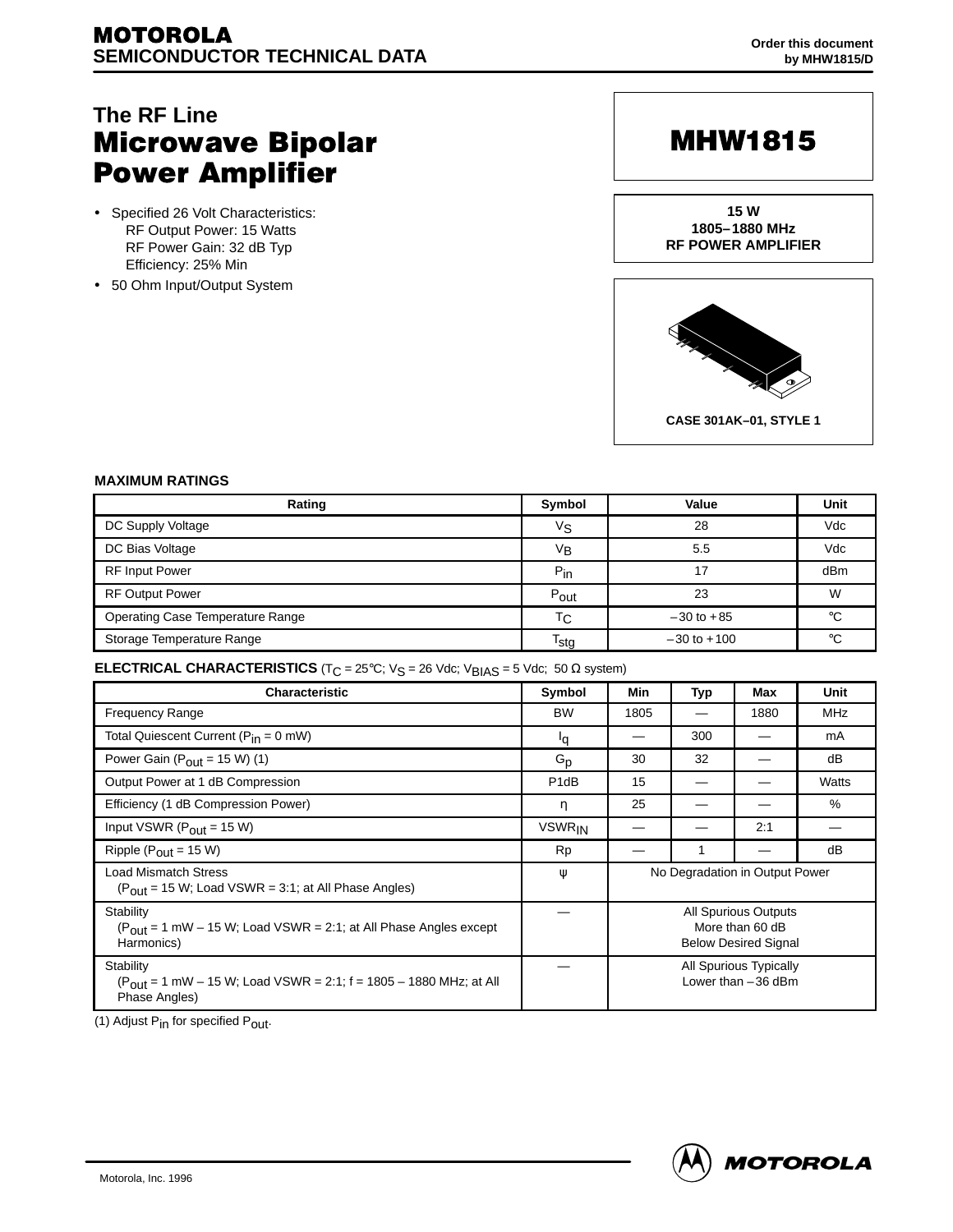**MOTOROLA**
**SEMICONDUCTOR TECHNICAL DATA**

Order this document by MHW1815/D

## The RF Line
# Microwave Bipolar Power Amplifier

- Specified 26 Volt Characteristics:
  RF Output Power: 15 Watts
  RF Power Gain: 32 dB Typ
  Efficiency: 25% Min
- 50 Ohm Input/Output System

**MHW1815**

**15 W**
**1805–1880 MHz**
**RF POWER AMPLIFIER**

CASE 301AK–01, STYLE 1

**MAXIMUM RATINGS**

| Rating | Symbol | Value | Unit |
|---|---|---|---|
| DC Supply Voltage | $V_S$ | 28 | Vdc |
| DC Bias Voltage | $V_B$ | 5.5 | Vdc |
| RF Input Power | $P_{in}$ | 17 | dBm |
| RF Output Power | $P_{out}$ | 23 | W |
| Operating Case Temperature Range | $T_C$ | –30 to +85 | °C |
| Storage Temperature Range | $T_{stg}$ | –30 to +100 | °C |

**ELECTRICAL CHARACTERISTICS** ($T_C$ = 25°C; $V_S$ = 26 Vdc; $V_{BIAS}$ = 5 Vdc; 50 Ω system)

| Characteristic | Symbol | Min | Typ | Max | Unit |
|---|---|---|---|---|---|
| Frequency Range | BW | 1805 | — | 1880 | MHz |
| Total Quiescent Current ($P_{in}$ = 0 mW) | $I_q$ | — | 300 | — | mA |
| Power Gain ($P_{out}$ = 15 W) (1) | $G_p$ | 30 | 32 | — | dB |
| Output Power at 1 dB Compression | P1dB | 15 | — | — | Watts |
| Efficiency (1 dB Compression Power) | η | 25 | — | — | % |
| Input VSWR ($P_{out}$ = 15 W) | $VSWR_{IN}$ | — | — | 2:1 | — |
| Ripple ($P_{out}$ = 15 W) | Rp | — | 1 | — | dB |
| Load Mismatch Stress ($P_{out}$ = 15 W; Load VSWR = 3:1; at All Phase Angles) | ψ | No Degradation in Output Power | | | |
| Stability ($P_{out}$ = 1 mW – 15 W; Load VSWR = 2:1; at All Phase Angles except Harmonics) | — | All Spurious Outputs More than 60 dB Below Desired Signal | | | |
| Stability ($P_{out}$ = 1 mW – 15 W; Load VSWR = 2:1; f = 1805 – 1880 MHz; at All Phase Angles) | — | All Spurious Typically Lower than –36 dBm | | | |

(1) Adjust $P_{in}$ for specified $P_{out}$.

Motorola, Inc. 1996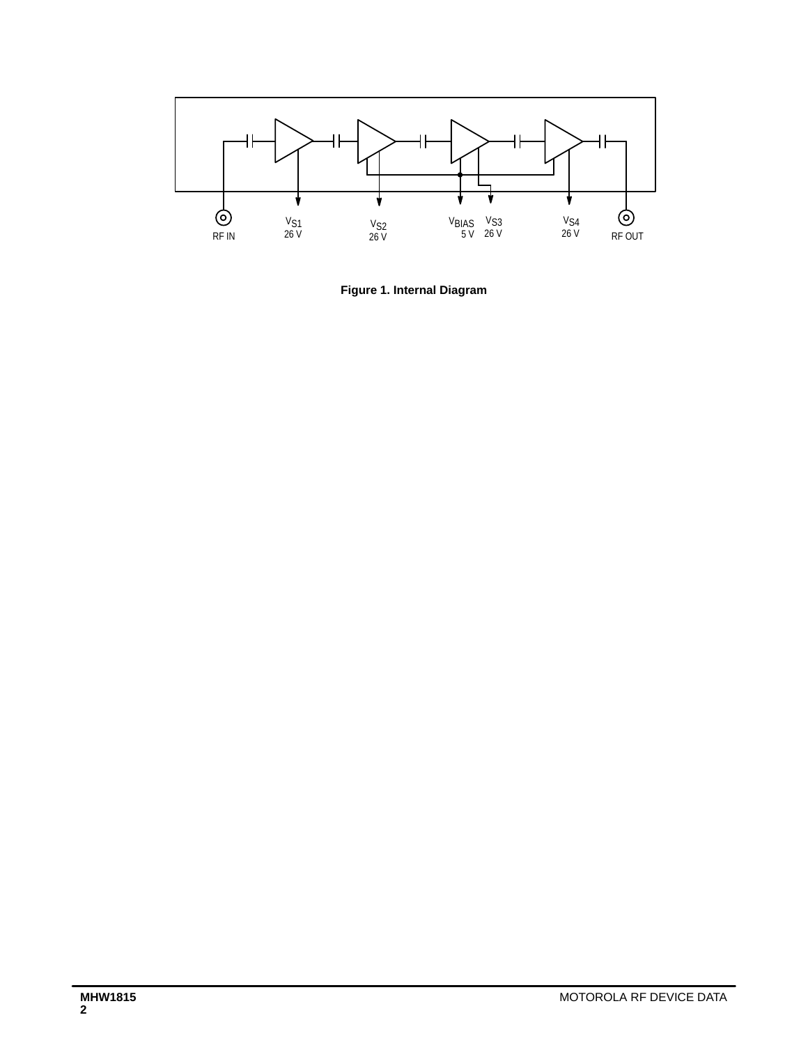RF IN

$V_{S1}$
26 V

$V_{S2}$
26 V

$V_{BIAS}$
5 V

$V_{S3}$
26 V

$V_{S4}$
26 V

RF OUT

**Figure 1. Internal Diagram**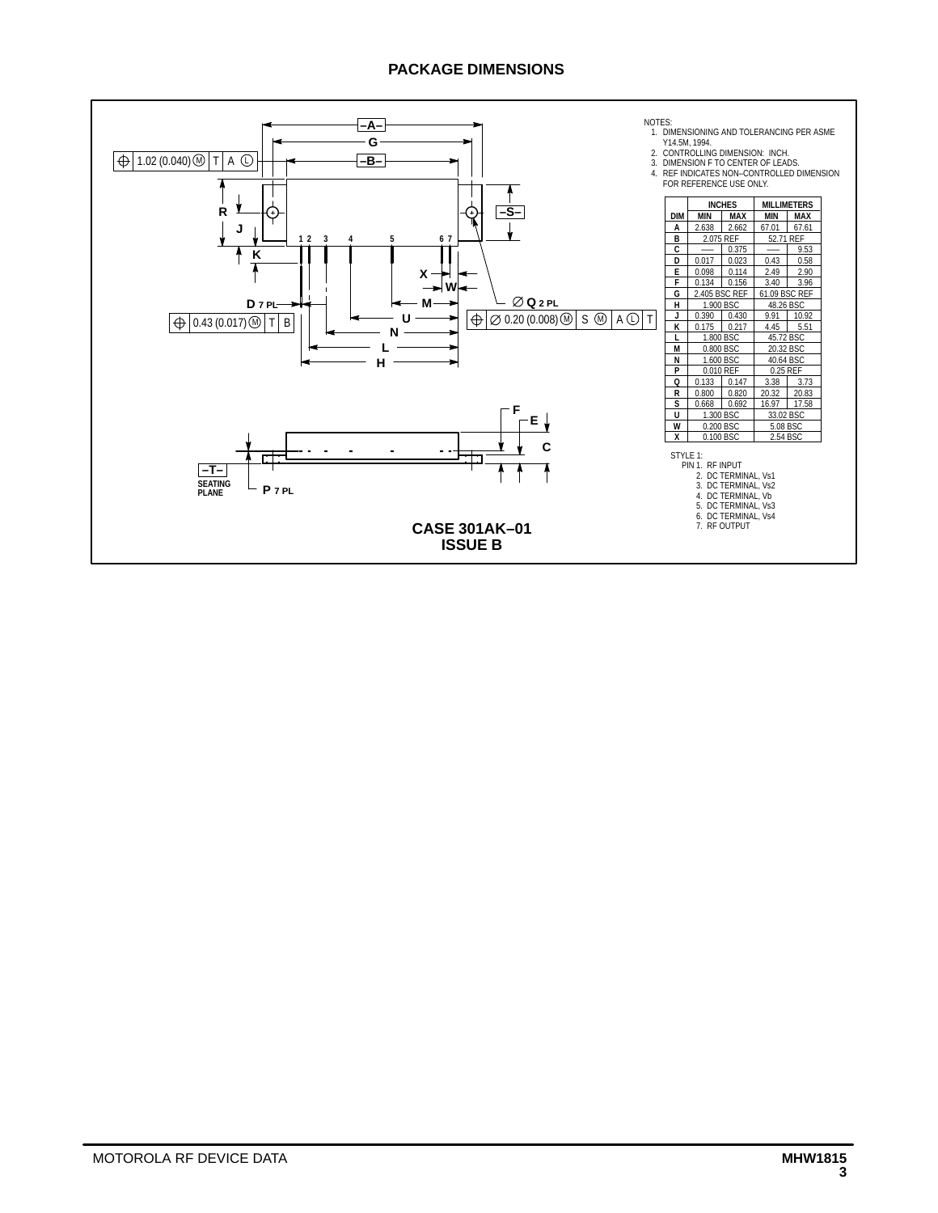## PACKAGE DIMENSIONS

NOTES:
1. DIMENSIONING AND TOLERANCING PER ASME Y14.5M, 1994.
2. CONTROLLING DIMENSION: INCH.
3. DIMENSION F TO CENTER OF LEADS.
4. REF INDICATES NON–CONTROLLED DIMENSION FOR REFERENCE USE ONLY.

| DIM | INCHES MIN | INCHES MAX | MILLIMETERS MIN | MILLIMETERS MAX |
|---|---|---|---|---|
| A | 2.638 | 2.662 | 67.01 | 67.61 |
| B | 2.075 REF | | 52.71 REF | |
| C | —— | 0.375 | —— | 9.53 |
| D | 0.017 | 0.023 | 0.43 | 0.58 |
| E | 0.098 | 0.114 | 2.49 | 2.90 |
| F | 0.134 | 0.156 | 3.40 | 3.96 |
| G | 2.405 BSC REF | | 61.09 BSC REF | |
| H | 1.900 BSC | | 48.26 BSC | |
| J | 0.390 | 0.430 | 9.91 | 10.92 |
| K | 0.175 | 0.217 | 4.45 | 5.51 |
| L | 1.800 BSC | | 45.72 BSC | |
| M | 0.800 BSC | | 20.32 BSC | |
| N | 1.600 BSC | | 40.64 BSC | |
| P | 0.010 REF | | 0.25 REF | |
| Q | 0.133 | 0.147 | 3.38 | 3.73 |
| R | 0.800 | 0.820 | 20.32 | 20.83 |
| S | 0.668 | 0.692 | 16.97 | 17.58 |
| U | 1.300 BSC | | 33.02 BSC | |
| W | 0.200 BSC | | 5.08 BSC | |
| X | 0.100 BSC | | 2.54 BSC | |

STYLE 1:
PIN 1. RF INPUT
2. DC TERMINAL, Vs1
3. DC TERMINAL, Vs2
4. DC TERMINAL, Vb
5. DC TERMINAL, Vs3
6. DC TERMINAL, Vs4
7. RF OUTPUT

**CASE 301AK–01**
**ISSUE B**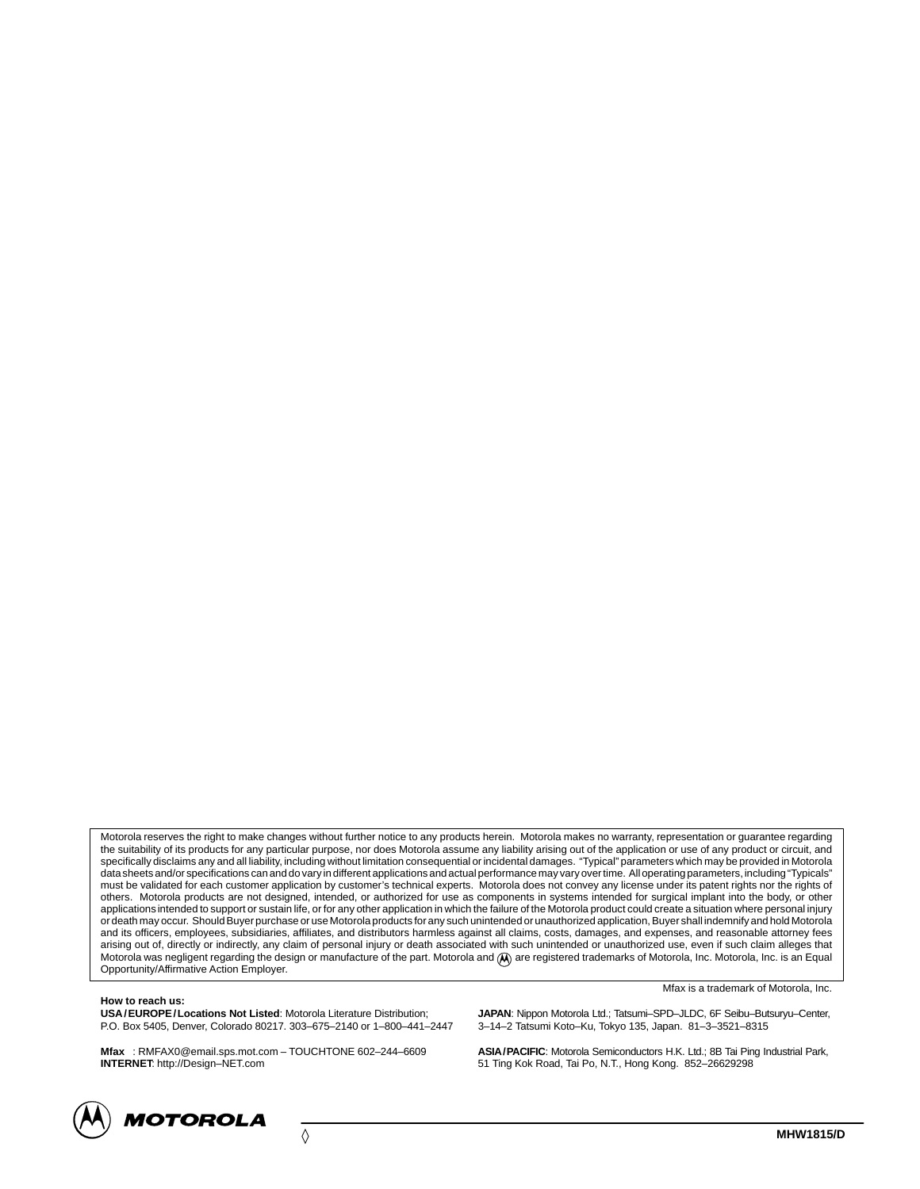Motorola reserves the right to make changes without further notice to any products herein. Motorola makes no warranty, representation or guarantee regarding the suitability of its products for any particular purpose, nor does Motorola assume any liability arising out of the application or use of any product or circuit, and specifically disclaims any and all liability, including without limitation consequential or incidental damages. "Typical" parameters which may be provided in Motorola data sheets and/or specifications can and do vary in different applications and actual performance may vary over time. All operating parameters, including "Typicals" must be validated for each customer application by customer's technical experts. Motorola does not convey any license under its patent rights nor the rights of others. Motorola products are not designed, intended, or authorized for use as components in systems intended for surgical implant into the body, or other applications intended to support or sustain life, or for any other application in which the failure of the Motorola product could create a situation where personal injury or death may occur. Should Buyer purchase or use Motorola products for any such unintended or unauthorized application, Buyer shall indemnify and hold Motorola and its officers, employees, subsidiaries, affiliates, and distributors harmless against all claims, costs, damages, and expenses, and reasonable attorney fees arising out of, directly or indirectly, any claim of personal injury or death associated with such unintended or unauthorized use, even if such claim alleges that Motorola was negligent regarding the design or manufacture of the part. Motorola and Ⓜ are registered trademarks of Motorola, Inc. Motorola, Inc. is an Equal Opportunity/Affirmative Action Employer.

Mfax is a trademark of Motorola, Inc.

**How to reach us:**

**USA / EUROPE / Locations Not Listed**: Motorola Literature Distribution; P.O. Box 5405, Denver, Colorado 80217. 303–675–2140 or 1–800–441–2447

**Mfax**: RMFAX0@email.sps.mot.com – TOUCHTONE 602–244–6609
**INTERNET**: http://Design–NET.com

**JAPAN**: Nippon Motorola Ltd.; Tatsumi–SPD–JLDC, 6F Seibu–Butsuryu–Center, 3–14–2 Tatsumi Koto–Ku, Tokyo 135, Japan. 81–3–3521–8315

**ASIA / PACIFIC**: Motorola Semiconductors H.K. Ltd.; 8B Tai Ping Industrial Park, 51 Ting Kok Road, Tai Po, N.T., Hong Kong. 852–26629298

**MOTOROLA**

**MHW1815/D**